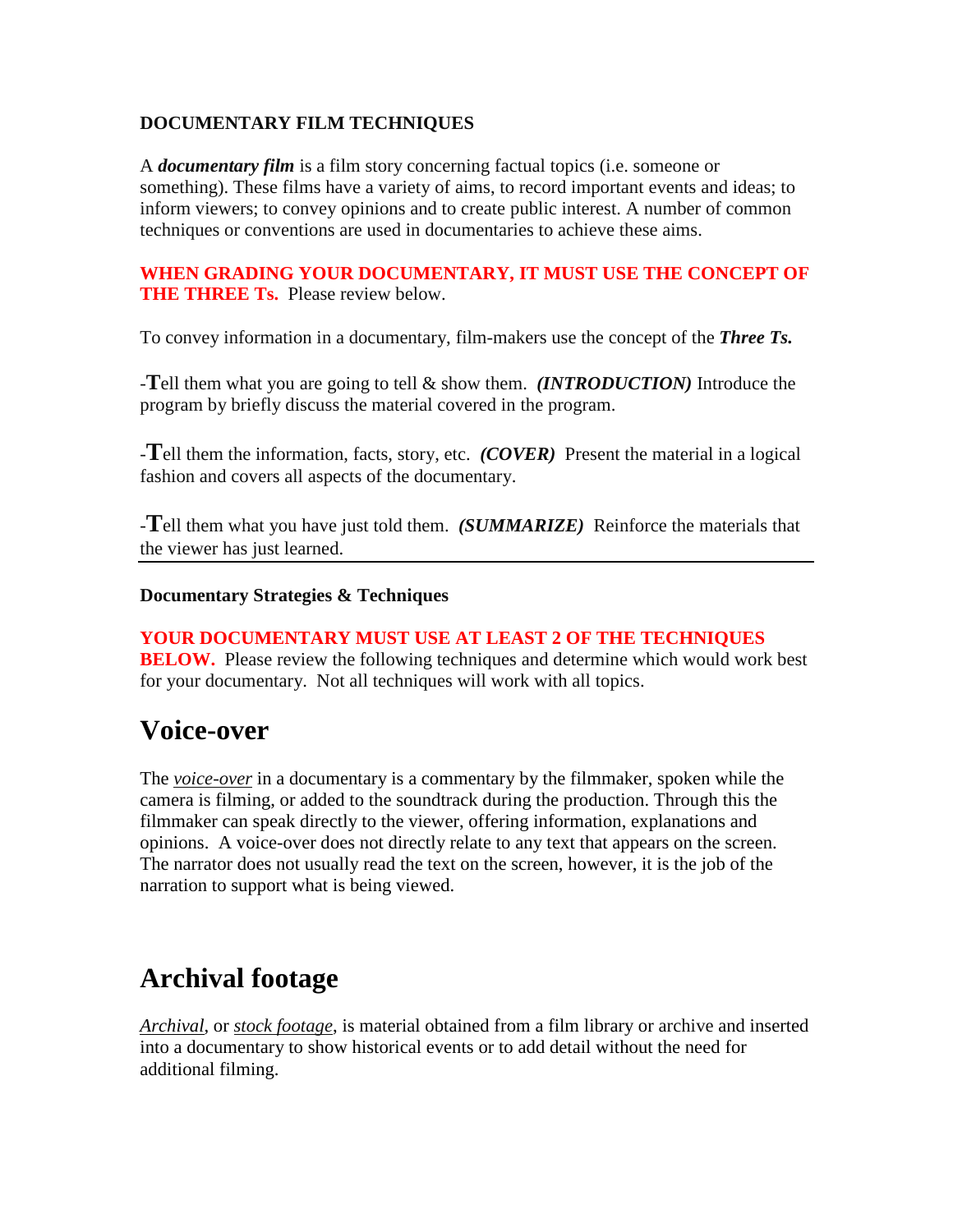**DOCUMENTARY FILM TECHNIQUES**

A ***documentary film*** is a film story concerning factual topics (i.e. someone or something). These films have a variety of aims, to record important events and ideas; to inform viewers; to convey opinions and to create public interest. A number of common techniques or conventions are used in documentaries to achieve these aims.

**WHEN GRADING YOUR DOCUMENTARY, IT MUST USE THE CONCEPT OF THE THREE Ts.** Please review below.

To convey information in a documentary, film-makers use the concept of the ***Three Ts.***

-**T**ell them what you are going to tell & show them. ***(INTRODUCTION)*** Introduce the program by briefly discuss the material covered in the program.

-**T**ell them the information, facts, story, etc. ***(COVER)*** Present the material in a logical fashion and covers all aspects of the documentary.

-**T**ell them what you have just told them. ***(SUMMARIZE)*** Reinforce the materials that the viewer has just learned.

---

**Documentary Strategies & Techniques**

**YOUR DOCUMENTARY MUST USE AT LEAST 2 OF THE TECHNIQUES BELOW.** Please review the following techniques and determine which would work best for your documentary. Not all techniques will work with all topics.

## Voice-over

The *voice-over* in a documentary is a commentary by the filmmaker, spoken while the camera is filming, or added to the soundtrack during the production. Through this the filmmaker can speak directly to the viewer, offering information, explanations and opinions. A voice-over does not directly relate to any text that appears on the screen. The narrator does not usually read the text on the screen, however, it is the job of the narration to support what is being viewed.

## Archival footage

*Archival*, or *stock footage*, is material obtained from a film library or archive and inserted into a documentary to show historical events or to add detail without the need for additional filming.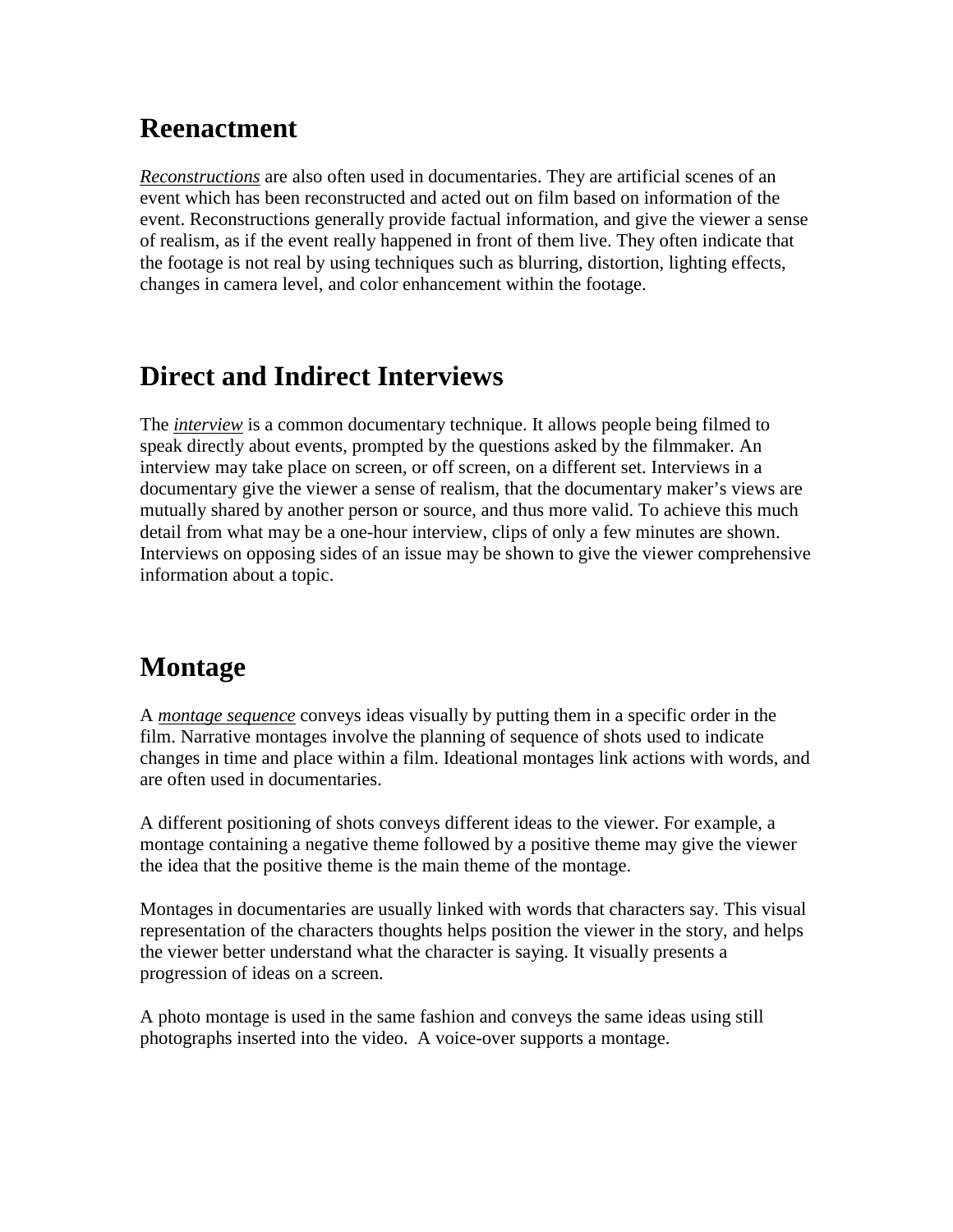## Reenactment

*Reconstructions* are also often used in documentaries. They are artificial scenes of an event which has been reconstructed and acted out on film based on information of the event. Reconstructions generally provide factual information, and give the viewer a sense of realism, as if the event really happened in front of them live. They often indicate that the footage is not real by using techniques such as blurring, distortion, lighting effects, changes in camera level, and color enhancement within the footage.

## Direct and Indirect Interviews

The *interview* is a common documentary technique. It allows people being filmed to speak directly about events, prompted by the questions asked by the filmmaker. An interview may take place on screen, or off screen, on a different set. Interviews in a documentary give the viewer a sense of realism, that the documentary maker's views are mutually shared by another person or source, and thus more valid. To achieve this much detail from what may be a one-hour interview, clips of only a few minutes are shown. Interviews on opposing sides of an issue may be shown to give the viewer comprehensive information about a topic.

## Montage

A *montage sequence* conveys ideas visually by putting them in a specific order in the film. Narrative montages involve the planning of sequence of shots used to indicate changes in time and place within a film. Ideational montages link actions with words, and are often used in documentaries.

A different positioning of shots conveys different ideas to the viewer. For example, a montage containing a negative theme followed by a positive theme may give the viewer the idea that the positive theme is the main theme of the montage.

Montages in documentaries are usually linked with words that characters say. This visual representation of the characters thoughts helps position the viewer in the story, and helps the viewer better understand what the character is saying. It visually presents a progression of ideas on a screen.

A photo montage is used in the same fashion and conveys the same ideas using still photographs inserted into the video. A voice-over supports a montage.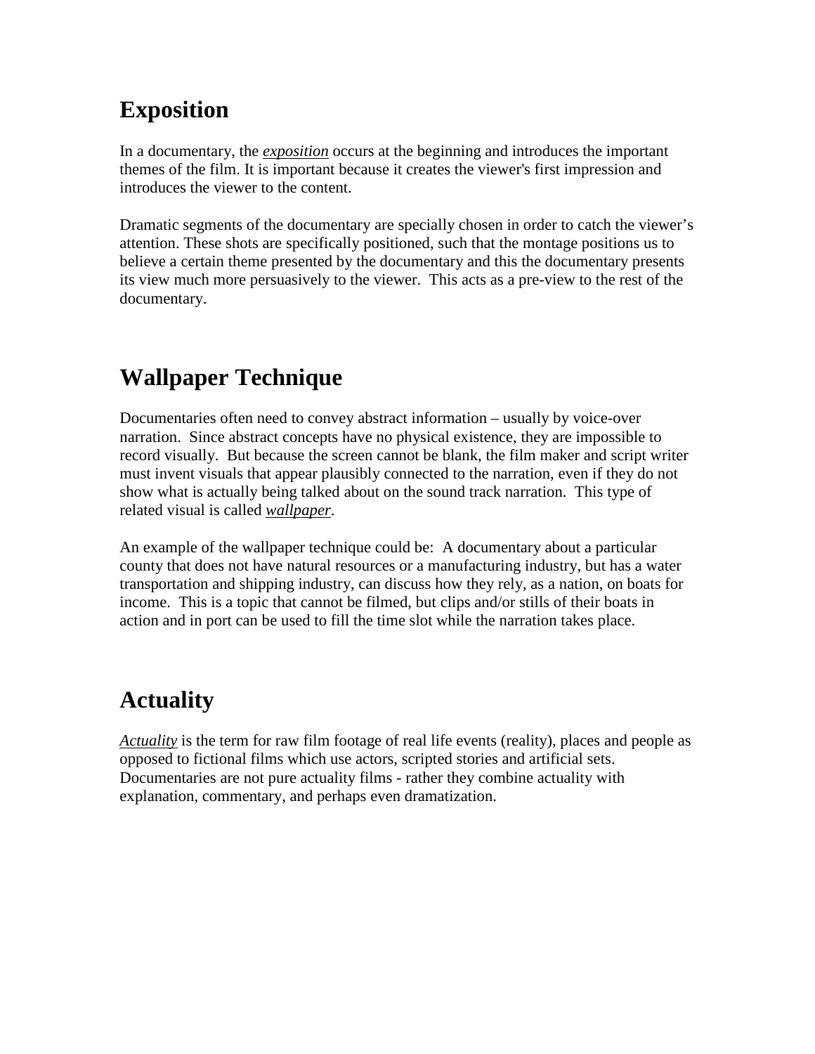## Exposition

In a documentary, the ***exposition*** occurs at the beginning and introduces the important themes of the film. It is important because it creates the viewer's first impression and introduces the viewer to the content.

Dramatic segments of the documentary are specially chosen in order to catch the viewer's attention. These shots are specifically positioned, such that the montage positions us to believe a certain theme presented by the documentary and this the documentary presents its view much more persuasively to the viewer. This acts as a pre-view to the rest of the documentary.

## Wallpaper Technique

Documentaries often need to convey abstract information – usually by voice-over narration. Since abstract concepts have no physical existence, they are impossible to record visually. But because the screen cannot be blank, the film maker and script writer must invent visuals that appear plausibly connected to the narration, even if they do not show what is actually being talked about on the sound track narration. This type of related visual is called ***wallpaper***.

An example of the wallpaper technique could be: A documentary about a particular county that does not have natural resources or a manufacturing industry, but has a water transportation and shipping industry, can discuss how they rely, as a nation, on boats for income. This is a topic that cannot be filmed, but clips and/or stills of their boats in action and in port can be used to fill the time slot while the narration takes place.

## Actuality

*Actuality* is the term for raw film footage of real life events (reality), places and people as opposed to fictional films which use actors, scripted stories and artificial sets. Documentaries are not pure actuality films - rather they combine actuality with explanation, commentary, and perhaps even dramatization.